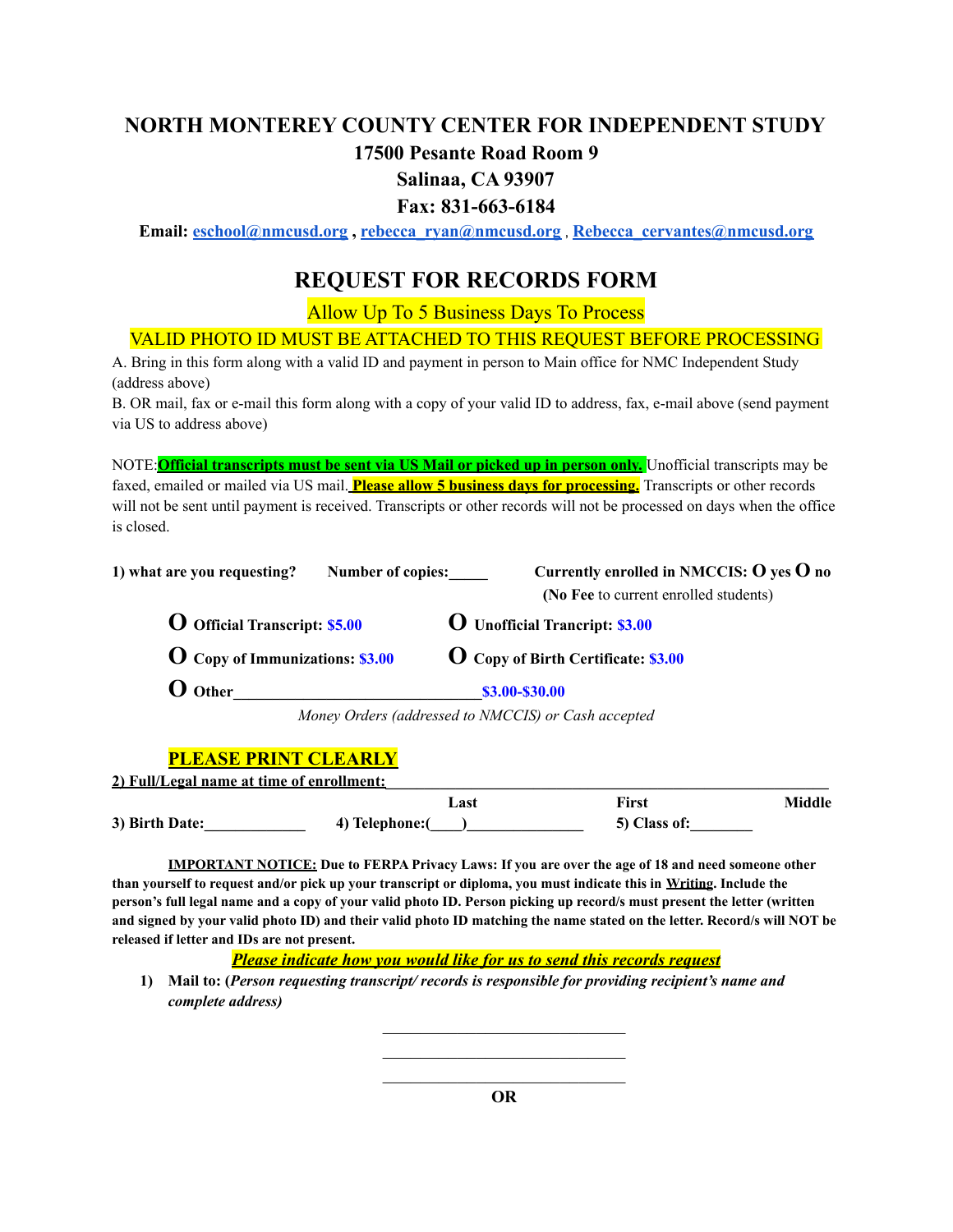# NORTH MONTEREY COUNTY CENTER FOR INDEPENDENT STUDY

**17500 Pesante Road Room 9**

**Salinaa, CA 93907**

**Fax: 831-663-6184**

**Email: eschool@nmcusd.org , rebecca_ryan@nmcusd.org , Rebecca_cervantes@nmcusd.org**

## REQUEST FOR RECORDS FORM

Allow Up To 5 Business Days To Process

VALID PHOTO ID MUST BE ATTACHED TO THIS REQUEST BEFORE PROCESSING

A. Bring in this form along with a valid ID and payment in person to Main office for NMC Independent Study (address above)

B. OR mail, fax or e-mail this form along with a copy of your valid ID to address, fax, e-mail above (send payment via US to address above)

NOTE: **Official transcripts must be sent via US Mail or picked up in person only.** Unofficial transcripts may be faxed, emailed or mailed via US mail. **Please allow 5 business days for processing.** Transcripts or other records will not be sent until payment is received. Transcripts or other records will not be processed on days when the office is closed.

**1) what are you requesting?** **Number of copies:_____** **Currently enrolled in NMCCIS: O yes O no**

(**No Fee** to current enrolled students)

- O **Official Transcript: $5.00**
- O **Unofficial Trancript: $3.00**
- O **Copy of Immunizations: $3.00**
- O **Copy of Birth Certificate: $3.00**
- O **Other______________________________$3.00-$30.00**

*Money Orders (addressed to NMCCIS) or Cash accepted*

**PLEASE PRINT CLEARLY**

**2) Full/Legal name at time of enrollment:**_____________________________________________

Last First Middle

**3) Birth Date:_____________** **4) Telephone:(____)_______________** **5) Class of:________**

**IMPORTANT NOTICE: Due to FERPA Privacy Laws: If you are over the age of 18 and need someone other than yourself to request and/or pick up your transcript or diploma, you must indicate this in Writing. Include the person's full legal name and a copy of your valid photo ID. Person picking up record/s must present the letter (written and signed by your valid photo ID) and their valid photo ID matching the name stated on the letter. Record/s will NOT be released if letter and IDs are not present.**

***Please indicate how you would like for us to send this records request***

1) **Mail to: (*Person requesting transcript/ records is responsible for providing recipient's name and complete address*)**

________________________________

________________________________

________________________________

**OR**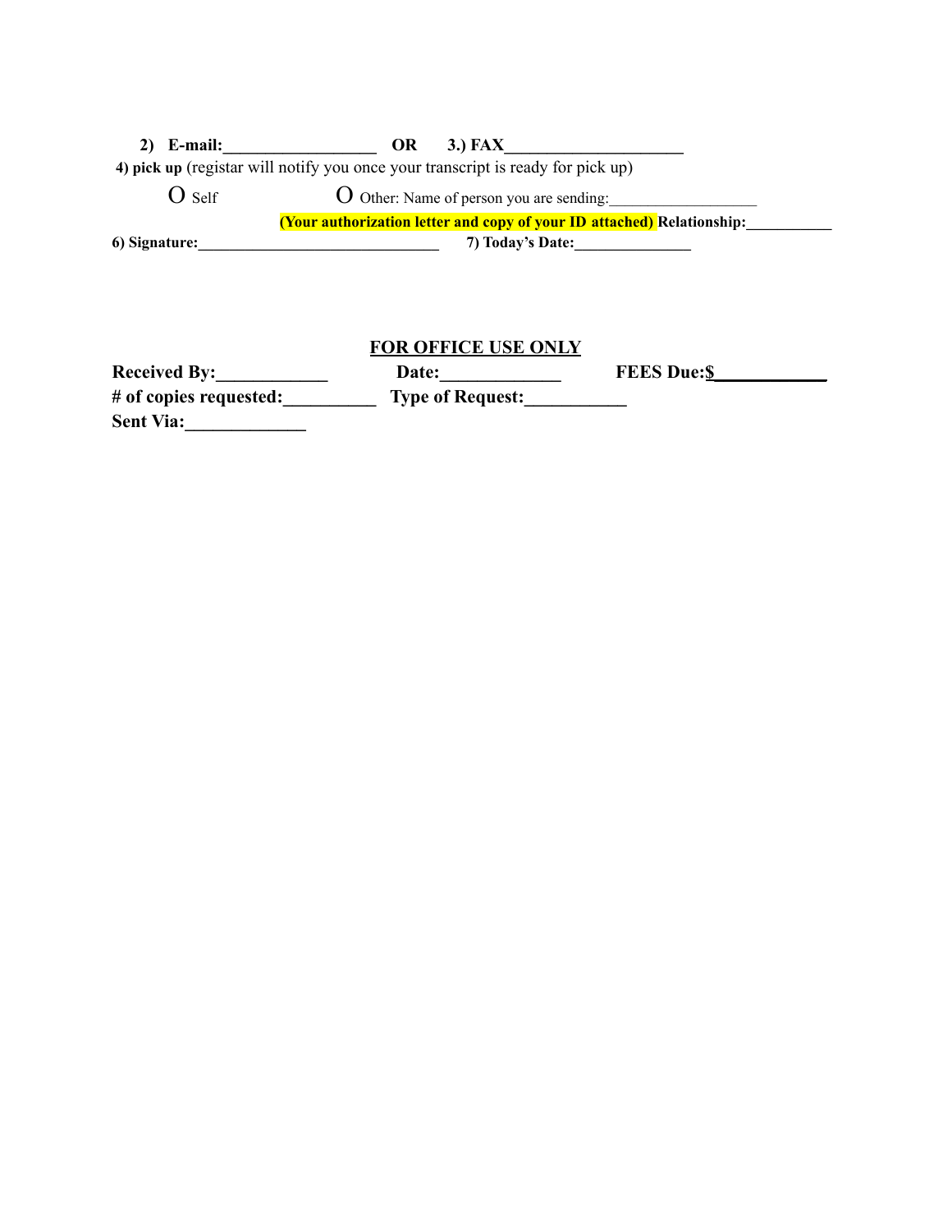**2) E-mail:__________________ OR 3.) FAX_____________________**

**4) pick up** (registar will notify you once your transcript is ready for pick up)

O Self O Other: Name of person you are sending:___________________

**(Your authorization letter and copy of your ID attached) Relationship:__________**

**6) Signature:______________________________ 7) Today's Date:______________**

## FOR OFFICE USE ONLY

**Received By:____________ Date:_____________ FEES Due:$____________**

**# of copies requested:__________ Type of Request:___________**

**Sent Via:_____________**